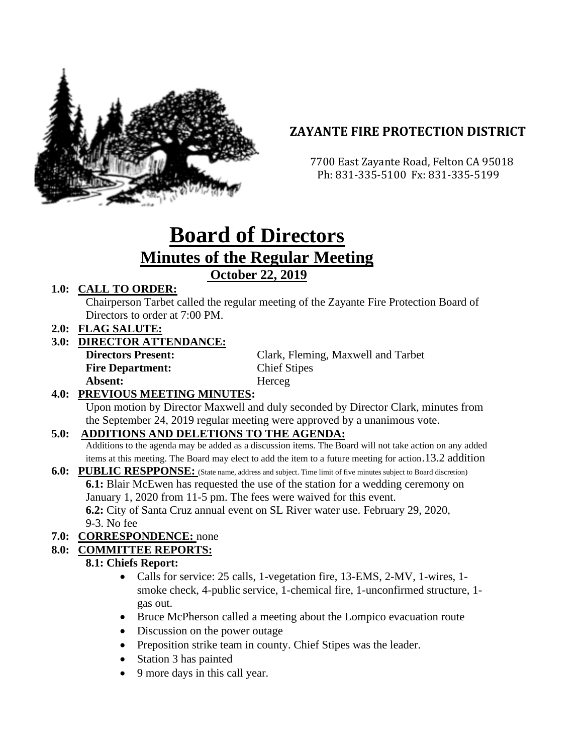## ZAYANTE FIRE PROTECTION DISTRICT

7700 East Zayante Road, Felton CA 95018
Ph: 831-335-5100 Fx: 831-335-5199

# Board of Directors

## Minutes of the Regular Meeting

### October 22, 2019

**1.0: CALL TO ORDER:**

Chairperson Tarbet called the regular meeting of the Zayante Fire Protection Board of Directors to order at 7:00 PM.

**2.0: FLAG SALUTE:**

**3.0: DIRECTOR ATTENDANCE:**

**Directors Present:** Clark, Fleming, Maxwell and Tarbet
**Fire Department:** Chief Stipes
**Absent:** Herceg

**4.0: PREVIOUS MEETING MINUTES:**

Upon motion by Director Maxwell and duly seconded by Director Clark, minutes from the September 24, 2019 regular meeting were approved by a unanimous vote.

**5.0: ADDITIONS AND DELETIONS TO THE AGENDA:**

Additions to the agenda may be added as a discussion items. The Board will not take action on any added items at this meeting. The Board may elect to add the item to a future meeting for action.13.2 addition

**6.0: PUBLIC RESPPONSE:** (State name, address and subject. Time limit of five minutes subject to Board discretion)

**6.1:** Blair McEwen has requested the use of the station for a wedding ceremony on January 1, 2020 from 11-5 pm. The fees were waived for this event.

**6.2:** City of Santa Cruz annual event on SL River water use. February 29, 2020, 9-3. No fee

**7.0: CORRESPONDENCE:** none

**8.0: COMMITTEE REPORTS:**

**8.1: Chiefs Report:**

- Calls for service: 25 calls, 1-vegetation fire, 13-EMS, 2-MV, 1-wires, 1-smoke check, 4-public service, 1-chemical fire, 1-unconfirmed structure, 1-gas out.
- Bruce McPherson called a meeting about the Lompico evacuation route
- Discussion on the power outage
- Preposition strike team in county. Chief Stipes was the leader.
- Station 3 has painted
- 9 more days in this call year.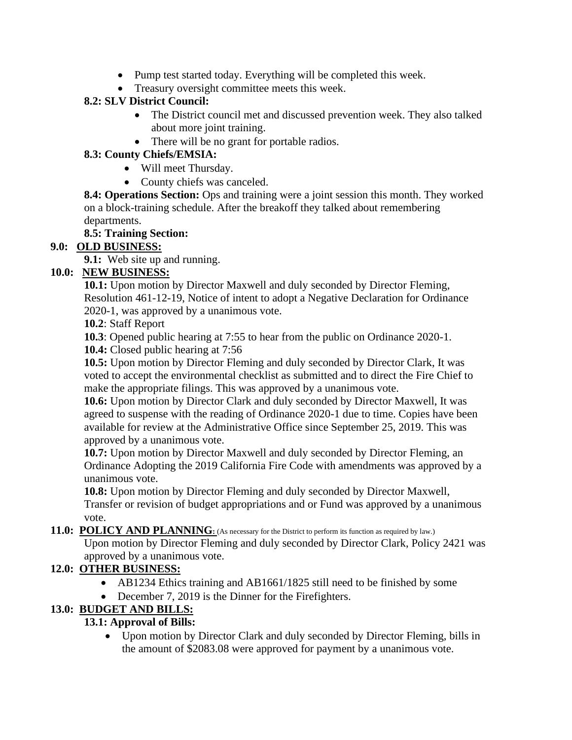- Pump test started today. Everything will be completed this week.
- Treasury oversight committee meets this week.

**8.2: SLV District Council:**

- The District council met and discussed prevention week. They also talked about more joint training.
- There will be no grant for portable radios.

**8.3: County Chiefs/EMSIA:**

- Will meet Thursday.
- County chiefs was canceled.

**8.4: Operations Section:** Ops and training were a joint session this month. They worked on a block-training schedule. After the breakoff they talked about remembering departments.

**8.5: Training Section:**

**9.0: <u>OLD BUSINESS:</u>**

**9.1:** Web site up and running.

**10.0: <u>NEW BUSINESS:</u>**

**10.1:** Upon motion by Director Maxwell and duly seconded by Director Fleming, Resolution 461-12-19, Notice of intent to adopt a Negative Declaration for Ordinance 2020-1, was approved by a unanimous vote.

**10.2**: Staff Report

**10.3**: Opened public hearing at 7:55 to hear from the public on Ordinance 2020-1.

**10.4:** Closed public hearing at 7:56

**10.5:** Upon motion by Director Fleming and duly seconded by Director Clark, It was voted to accept the environmental checklist as submitted and to direct the Fire Chief to make the appropriate filings. This was approved by a unanimous vote.

**10.6:** Upon motion by Director Clark and duly seconded by Director Maxwell, It was agreed to suspense with the reading of Ordinance 2020-1 due to time. Copies have been available for review at the Administrative Office since September 25, 2019. This was approved by a unanimous vote.

**10.7:** Upon motion by Director Maxwell and duly seconded by Director Fleming, an Ordinance Adopting the 2019 California Fire Code with amendments was approved by a unanimous vote.

**10.8:** Upon motion by Director Fleming and duly seconded by Director Maxwell, Transfer or revision of budget appropriations and or Fund was approved by a unanimous vote.

**11.0: <u>POLICY AND PLANNING</u>:** (As necessary for the District to perform its function as required by law.)

Upon motion by Director Fleming and duly seconded by Director Clark, Policy 2421 was approved by a unanimous vote.

**12.0: <u>OTHER BUSINESS:</u>**

- AB1234 Ethics training and AB1661/1825 still need to be finished by some
- December 7, 2019 is the Dinner for the Firefighters.

**13.0: <u>BUDGET AND BILLS:</u>**

**13.1: Approval of Bills:**

- Upon motion by Director Clark and duly seconded by Director Fleming, bills in the amount of $2083.08 were approved for payment by a unanimous vote.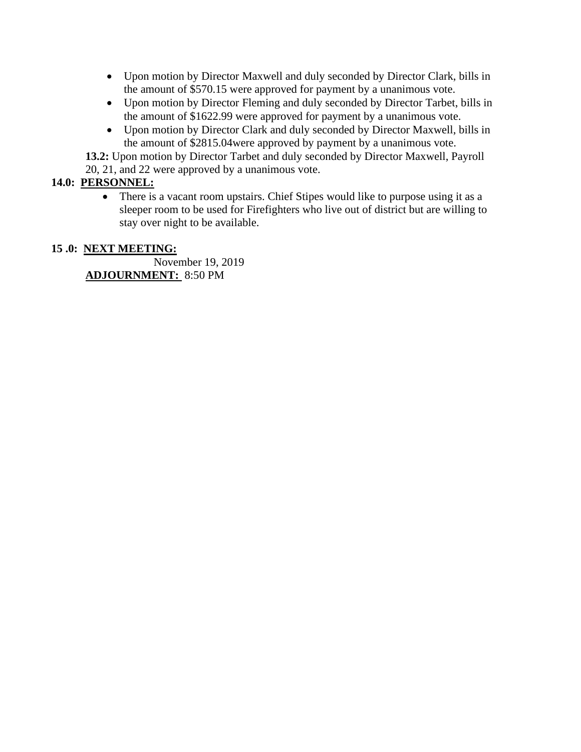- Upon motion by Director Maxwell and duly seconded by Director Clark, bills in the amount of $570.15 were approved for payment by a unanimous vote.
- Upon motion by Director Fleming and duly seconded by Director Tarbet, bills in the amount of $1622.99 were approved for payment by a unanimous vote.
- Upon motion by Director Clark and duly seconded by Director Maxwell, bills in the amount of $2815.04were approved by payment by a unanimous vote.

**13.2:** Upon motion by Director Tarbet and duly seconded by Director Maxwell, Payroll 20, 21, and 22 were approved by a unanimous vote.

**14.0: PERSONNEL:**

- There is a vacant room upstairs. Chief Stipes would like to purpose using it as a sleeper room to be used for Firefighters who live out of district but are willing to stay over night to be available.

**15 .0: NEXT MEETING:**

November 19, 2019

**ADJOURNMENT:** 8:50 PM